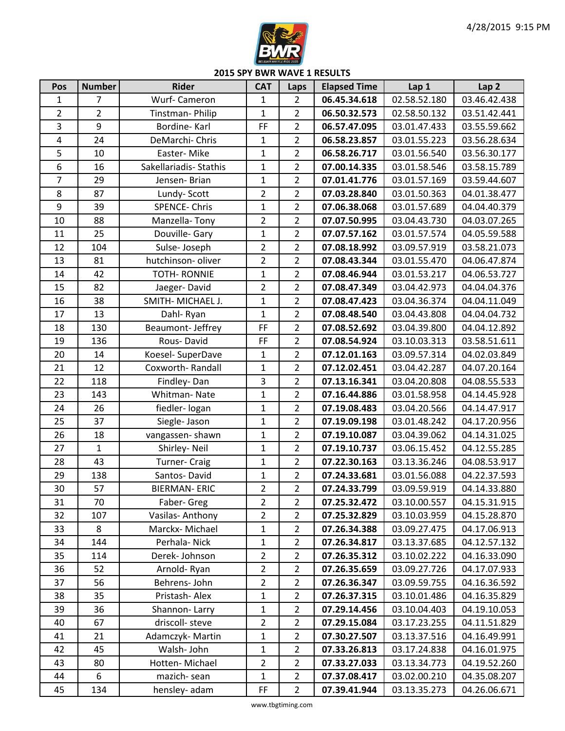## 2015 SPY BWR WAVE 1 RESULTS

| Pos | Number | Rider | CAT | Laps | Elapsed Time | Lap 1 | Lap 2 |
|---|---|---|---|---|---|---|---|
| 1 | 7 | Wurf- Cameron | 1 | 2 | **06.45.34.618** | 02.58.52.180 | 03.46.42.438 |
| 2 | 2 | Tinstman- Philip | 1 | 2 | **06.50.32.573** | 02.58.50.132 | 03.51.42.441 |
| 3 | 9 | Bordine- Karl | FF | 2 | **06.57.47.095** | 03.01.47.433 | 03.55.59.662 |
| 4 | 24 | DeMarchi- Chris | 1 | 2 | **06.58.23.857** | 03.01.55.223 | 03.56.28.634 |
| 5 | 10 | Easter- Mike | 1 | 2 | **06.58.26.717** | 03.01.56.540 | 03.56.30.177 |
| 6 | 16 | Sakellariadis- Stathis | 1 | 2 | **07.00.14.335** | 03.01.58.546 | 03.58.15.789 |
| 7 | 29 | Jensen- Brian | 1 | 2 | **07.01.41.776** | 03.01.57.169 | 03.59.44.607 |
| 8 | 87 | Lundy- Scott | 2 | 2 | **07.03.28.840** | 03.01.50.363 | 04.01.38.477 |
| 9 | 39 | SPENCE- Chris | 1 | 2 | **07.06.38.068** | 03.01.57.689 | 04.04.40.379 |
| 10 | 88 | Manzella- Tony | 2 | 2 | **07.07.50.995** | 03.04.43.730 | 04.03.07.265 |
| 11 | 25 | Douville- Gary | 1 | 2 | **07.07.57.162** | 03.01.57.574 | 04.05.59.588 |
| 12 | 104 | Sulse- Joseph | 2 | 2 | **07.08.18.992** | 03.09.57.919 | 03.58.21.073 |
| 13 | 81 | hutchinson- oliver | 2 | 2 | **07.08.43.344** | 03.01.55.470 | 04.06.47.874 |
| 14 | 42 | TOTH- RONNIE | 1 | 2 | **07.08.46.944** | 03.01.53.217 | 04.06.53.727 |
| 15 | 82 | Jaeger- David | 2 | 2 | **07.08.47.349** | 03.04.42.973 | 04.04.04.376 |
| 16 | 38 | SMITH- MICHAEL J. | 1 | 2 | **07.08.47.423** | 03.04.36.374 | 04.04.11.049 |
| 17 | 13 | Dahl- Ryan | 1 | 2 | **07.08.48.540** | 03.04.43.808 | 04.04.04.732 |
| 18 | 130 | Beaumont- Jeffrey | FF | 2 | **07.08.52.692** | 03.04.39.800 | 04.04.12.892 |
| 19 | 136 | Rous- David | FF | 2 | **07.08.54.924** | 03.10.03.313 | 03.58.51.611 |
| 20 | 14 | Koesel- SuperDave | 1 | 2 | **07.12.01.163** | 03.09.57.314 | 04.02.03.849 |
| 21 | 12 | Coxworth- Randall | 1 | 2 | **07.12.02.451** | 03.04.42.287 | 04.07.20.164 |
| 22 | 118 | Findley- Dan | 3 | 2 | **07.13.16.341** | 03.04.20.808 | 04.08.55.533 |
| 23 | 143 | Whitman- Nate | 1 | 2 | **07.16.44.886** | 03.01.58.958 | 04.14.45.928 |
| 24 | 26 | fiedler- logan | 1 | 2 | **07.19.08.483** | 03.04.20.566 | 04.14.47.917 |
| 25 | 37 | Siegle- Jason | 1 | 2 | **07.19.09.198** | 03.01.48.242 | 04.17.20.956 |
| 26 | 18 | vangassen- shawn | 1 | 2 | **07.19.10.087** | 03.04.39.062 | 04.14.31.025 |
| 27 | 1 | Shirley- Neil | 1 | 2 | **07.19.10.737** | 03.06.15.452 | 04.12.55.285 |
| 28 | 43 | Turner- Craig | 1 | 2 | **07.22.30.163** | 03.13.36.246 | 04.08.53.917 |
| 29 | 138 | Santos- David | 1 | 2 | **07.24.33.681** | 03.01.56.088 | 04.22.37.593 |
| 30 | 57 | BIERMAN- ERIC | 2 | 2 | **07.24.33.799** | 03.09.59.919 | 04.14.33.880 |
| 31 | 70 | Faber- Greg | 2 | 2 | **07.25.32.472** | 03.10.00.557 | 04.15.31.915 |
| 32 | 107 | Vasilas- Anthony | 2 | 2 | **07.25.32.829** | 03.10.03.959 | 04.15.28.870 |
| 33 | 8 | Marckx- Michael | 1 | 2 | **07.26.34.388** | 03.09.27.475 | 04.17.06.913 |
| 34 | 144 | Perhala- Nick | 1 | 2 | **07.26.34.817** | 03.13.37.685 | 04.12.57.132 |
| 35 | 114 | Derek- Johnson | 2 | 2 | **07.26.35.312** | 03.10.02.222 | 04.16.33.090 |
| 36 | 52 | Arnold- Ryan | 2 | 2 | **07.26.35.659** | 03.09.27.726 | 04.17.07.933 |
| 37 | 56 | Behrens- John | 2 | 2 | **07.26.36.347** | 03.09.59.755 | 04.16.36.592 |
| 38 | 35 | Pristash- Alex | 1 | 2 | **07.26.37.315** | 03.10.01.486 | 04.16.35.829 |
| 39 | 36 | Shannon- Larry | 1 | 2 | **07.29.14.456** | 03.10.04.403 | 04.19.10.053 |
| 40 | 67 | driscoll- steve | 2 | 2 | **07.29.15.084** | 03.17.23.255 | 04.11.51.829 |
| 41 | 21 | Adamczyk- Martin | 1 | 2 | **07.30.27.507** | 03.13.37.516 | 04.16.49.991 |
| 42 | 45 | Walsh- John | 1 | 2 | **07.33.26.813** | 03.17.24.838 | 04.16.01.975 |
| 43 | 80 | Hotten- Michael | 2 | 2 | **07.33.27.033** | 03.13.34.773 | 04.19.52.260 |
| 44 | 6 | mazich- sean | 1 | 2 | **07.37.08.417** | 03.02.00.210 | 04.35.08.207 |
| 45 | 134 | hensley- adam | FF | 2 | **07.39.41.944** | 03.13.35.273 | 04.26.06.671 |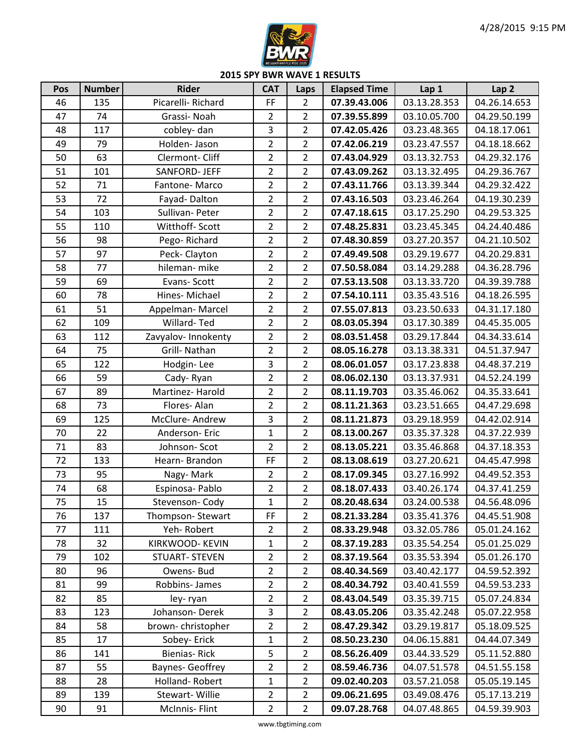## 2015 SPY BWR WAVE 1 RESULTS

| Pos | Number | Rider | CAT | Laps | Elapsed Time | Lap 1 | Lap 2 |
|---|---|---|---|---|---|---|---|
| 46 | 135 | Picarelli- Richard | FF | 2 | **07.39.43.006** | 03.13.28.353 | 04.26.14.653 |
| 47 | 74 | Grassi- Noah | 2 | 2 | **07.39.55.899** | 03.10.05.700 | 04.29.50.199 |
| 48 | 117 | cobley- dan | 3 | 2 | **07.42.05.426** | 03.23.48.365 | 04.18.17.061 |
| 49 | 79 | Holden- Jason | 2 | 2 | **07.42.06.219** | 03.23.47.557 | 04.18.18.662 |
| 50 | 63 | Clermont- Cliff | 2 | 2 | **07.43.04.929** | 03.13.32.753 | 04.29.32.176 |
| 51 | 101 | SANFORD- JEFF | 2 | 2 | **07.43.09.262** | 03.13.32.495 | 04.29.36.767 |
| 52 | 71 | Fantone- Marco | 2 | 2 | **07.43.11.766** | 03.13.39.344 | 04.29.32.422 |
| 53 | 72 | Fayad- Dalton | 2 | 2 | **07.43.16.503** | 03.23.46.264 | 04.19.30.239 |
| 54 | 103 | Sullivan- Peter | 2 | 2 | **07.47.18.615** | 03.17.25.290 | 04.29.53.325 |
| 55 | 110 | Witthoff- Scott | 2 | 2 | **07.48.25.831** | 03.23.45.345 | 04.24.40.486 |
| 56 | 98 | Pego- Richard | 2 | 2 | **07.48.30.859** | 03.27.20.357 | 04.21.10.502 |
| 57 | 97 | Peck- Clayton | 2 | 2 | **07.49.49.508** | 03.29.19.677 | 04.20.29.831 |
| 58 | 77 | hileman- mike | 2 | 2 | **07.50.58.084** | 03.14.29.288 | 04.36.28.796 |
| 59 | 69 | Evans- Scott | 2 | 2 | **07.53.13.508** | 03.13.33.720 | 04.39.39.788 |
| 60 | 78 | Hines- Michael | 2 | 2 | **07.54.10.111** | 03.35.43.516 | 04.18.26.595 |
| 61 | 51 | Appelman- Marcel | 2 | 2 | **07.55.07.813** | 03.23.50.633 | 04.31.17.180 |
| 62 | 109 | Willard- Ted | 2 | 2 | **08.03.05.394** | 03.17.30.389 | 04.45.35.005 |
| 63 | 112 | Zavyalov- Innokenty | 2 | 2 | **08.03.51.458** | 03.29.17.844 | 04.34.33.614 |
| 64 | 75 | Grill- Nathan | 2 | 2 | **08.05.16.278** | 03.13.38.331 | 04.51.37.947 |
| 65 | 122 | Hodgin- Lee | 3 | 2 | **08.06.01.057** | 03.17.23.838 | 04.48.37.219 |
| 66 | 59 | Cady- Ryan | 2 | 2 | **08.06.02.130** | 03.13.37.931 | 04.52.24.199 |
| 67 | 89 | Martinez- Harold | 2 | 2 | **08.11.19.703** | 03.35.46.062 | 04.35.33.641 |
| 68 | 73 | Flores- Alan | 2 | 2 | **08.11.21.363** | 03.23.51.665 | 04.47.29.698 |
| 69 | 125 | McClure- Andrew | 3 | 2 | **08.11.21.873** | 03.29.18.959 | 04.42.02.914 |
| 70 | 22 | Anderson- Eric | 1 | 2 | **08.13.00.267** | 03.35.37.328 | 04.37.22.939 |
| 71 | 83 | Johnson- Scot | 2 | 2 | **08.13.05.221** | 03.35.46.868 | 04.37.18.353 |
| 72 | 133 | Hearn- Brandon | FF | 2 | **08.13.08.619** | 03.27.20.621 | 04.45.47.998 |
| 73 | 95 | Nagy- Mark | 2 | 2 | **08.17.09.345** | 03.27.16.992 | 04.49.52.353 |
| 74 | 68 | Espinosa- Pablo | 2 | 2 | **08.18.07.433** | 03.40.26.174 | 04.37.41.259 |
| 75 | 15 | Stevenson- Cody | 1 | 2 | **08.20.48.634** | 03.24.00.538 | 04.56.48.096 |
| 76 | 137 | Thompson- Stewart | FF | 2 | **08.21.33.284** | 03.35.41.376 | 04.45.51.908 |
| 77 | 111 | Yeh- Robert | 2 | 2 | **08.33.29.948** | 03.32.05.786 | 05.01.24.162 |
| 78 | 32 | KIRKWOOD- KEVIN | 1 | 2 | **08.37.19.283** | 03.35.54.254 | 05.01.25.029 |
| 79 | 102 | STUART- STEVEN | 2 | 2 | **08.37.19.564** | 03.35.53.394 | 05.01.26.170 |
| 80 | 96 | Owens- Bud | 2 | 2 | **08.40.34.569** | 03.40.42.177 | 04.59.52.392 |
| 81 | 99 | Robbins- James | 2 | 2 | **08.40.34.792** | 03.40.41.559 | 04.59.53.233 |
| 82 | 85 | ley- ryan | 2 | 2 | **08.43.04.549** | 03.35.39.715 | 05.07.24.834 |
| 83 | 123 | Johanson- Derek | 3 | 2 | **08.43.05.206** | 03.35.42.248 | 05.07.22.958 |
| 84 | 58 | brown- christopher | 2 | 2 | **08.47.29.342** | 03.29.19.817 | 05.18.09.525 |
| 85 | 17 | Sobey- Erick | 1 | 2 | **08.50.23.230** | 04.06.15.881 | 04.44.07.349 |
| 86 | 141 | Bienias- Rick | 5 | 2 | **08.56.26.409** | 03.44.33.529 | 05.11.52.880 |
| 87 | 55 | Baynes- Geoffrey | 2 | 2 | **08.59.46.736** | 04.07.51.578 | 04.51.55.158 |
| 88 | 28 | Holland- Robert | 1 | 2 | **09.02.40.203** | 03.57.21.058 | 05.05.19.145 |
| 89 | 139 | Stewart- Willie | 2 | 2 | **09.06.21.695** | 03.49.08.476 | 05.17.13.219 |
| 90 | 91 | McInnis- Flint | 2 | 2 | **09.07.28.768** | 04.07.48.865 | 04.59.39.903 |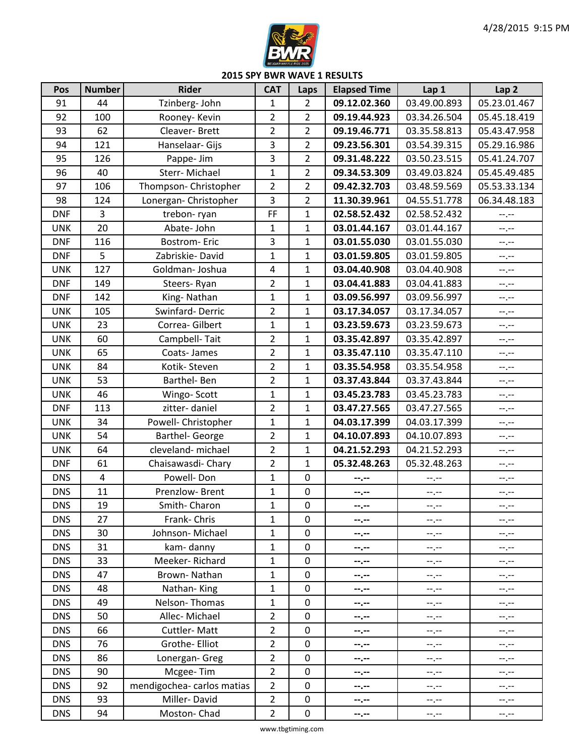## 2015 SPY BWR WAVE 1 RESULTS

| Pos | Number | Rider | CAT | Laps | Elapsed Time | Lap 1 | Lap 2 |
|---|---|---|---|---|---|---|---|
| 91 | 44 | Tzinberg- John | 1 | 2 | **09.12.02.360** | 03.49.00.893 | 05.23.01.467 |
| 92 | 100 | Rooney- Kevin | 2 | 2 | **09.19.44.923** | 03.34.26.504 | 05.45.18.419 |
| 93 | 62 | Cleaver- Brett | 2 | 2 | **09.19.46.771** | 03.35.58.813 | 05.43.47.958 |
| 94 | 121 | Hanselaar- Gijs | 3 | 2 | **09.23.56.301** | 03.54.39.315 | 05.29.16.986 |
| 95 | 126 | Pappe- Jim | 3 | 2 | **09.31.48.222** | 03.50.23.515 | 05.41.24.707 |
| 96 | 40 | Sterr- Michael | 1 | 2 | **09.34.53.309** | 03.49.03.824 | 05.45.49.485 |
| 97 | 106 | Thompson- Christopher | 2 | 2 | **09.42.32.703** | 03.48.59.569 | 05.53.33.134 |
| 98 | 124 | Lonergan- Christopher | 3 | 2 | **11.30.39.961** | 04.55.51.778 | 06.34.48.183 |
| DNF | 3 | trebon- ryan | FF | 1 | **02.58.52.432** | 02.58.52.432 | --.-- |
| UNK | 20 | Abate- John | 1 | 1 | **03.01.44.167** | 03.01.44.167 | --.-- |
| DNF | 116 | Bostrom- Eric | 3 | 1 | **03.01.55.030** | 03.01.55.030 | --.-- |
| DNF | 5 | Zabriskie- David | 1 | 1 | **03.01.59.805** | 03.01.59.805 | --.-- |
| UNK | 127 | Goldman- Joshua | 4 | 1 | **03.04.40.908** | 03.04.40.908 | --.-- |
| DNF | 149 | Steers- Ryan | 2 | 1 | **03.04.41.883** | 03.04.41.883 | --.-- |
| DNF | 142 | King- Nathan | 1 | 1 | **03.09.56.997** | 03.09.56.997 | --.-- |
| UNK | 105 | Swinfard- Derric | 2 | 1 | **03.17.34.057** | 03.17.34.057 | --.-- |
| UNK | 23 | Correa- Gilbert | 1 | 1 | **03.23.59.673** | 03.23.59.673 | --.-- |
| UNK | 60 | Campbell- Tait | 2 | 1 | **03.35.42.897** | 03.35.42.897 | --.-- |
| UNK | 65 | Coats- James | 2 | 1 | **03.35.47.110** | 03.35.47.110 | --.-- |
| UNK | 84 | Kotik- Steven | 2 | 1 | **03.35.54.958** | 03.35.54.958 | --.-- |
| UNK | 53 | Barthel- Ben | 2 | 1 | **03.37.43.844** | 03.37.43.844 | --.-- |
| UNK | 46 | Wingo- Scott | 1 | 1 | **03.45.23.783** | 03.45.23.783 | --.-- |
| DNF | 113 | zitter- daniel | 2 | 1 | **03.47.27.565** | 03.47.27.565 | --.-- |
| UNK | 34 | Powell- Christopher | 1 | 1 | **04.03.17.399** | 04.03.17.399 | --.-- |
| UNK | 54 | Barthel- George | 2 | 1 | **04.10.07.893** | 04.10.07.893 | --.-- |
| UNK | 64 | cleveland- michael | 2 | 1 | **04.21.52.293** | 04.21.52.293 | --.-- |
| DNF | 61 | Chaisawasdi- Chary | 2 | 1 | **05.32.48.263** | 05.32.48.263 | --.-- |
| DNS | 4 | Powell- Don | 1 | 0 | **--.--** | --.-- | --.-- |
| DNS | 11 | Prenzlow- Brent | 1 | 0 | **--.--** | --.-- | --.-- |
| DNS | 19 | Smith- Charon | 1 | 0 | **--.--** | --.-- | --.-- |
| DNS | 27 | Frank- Chris | 1 | 0 | **--.--** | --.-- | --.-- |
| DNS | 30 | Johnson- Michael | 1 | 0 | **--.--** | --.-- | --.-- |
| DNS | 31 | kam- danny | 1 | 0 | **--.--** | --.-- | --.-- |
| DNS | 33 | Meeker- Richard | 1 | 0 | **--.--** | --.-- | --.-- |
| DNS | 47 | Brown- Nathan | 1 | 0 | **--.--** | --.-- | --.-- |
| DNS | 48 | Nathan- King | 1 | 0 | **--.--** | --.-- | --.-- |
| DNS | 49 | Nelson- Thomas | 1 | 0 | **--.--** | --.-- | --.-- |
| DNS | 50 | Allec- Michael | 2 | 0 | **--.--** | --.-- | --.-- |
| DNS | 66 | Cuttler- Matt | 2 | 0 | **--.--** | --.-- | --.-- |
| DNS | 76 | Grothe- Elliot | 2 | 0 | **--.--** | --.-- | --.-- |
| DNS | 86 | Lonergan- Greg | 2 | 0 | **--.--** | --.-- | --.-- |
| DNS | 90 | Mcgee- Tim | 2 | 0 | **--.--** | --.-- | --.-- |
| DNS | 92 | mendigochea- carlos matias | 2 | 0 | **--.--** | --.-- | --.-- |
| DNS | 93 | Miller- David | 2 | 0 | **--.--** | --.-- | --.-- |
| DNS | 94 | Moston- Chad | 2 | 0 | **--.--** | --.-- | --.-- |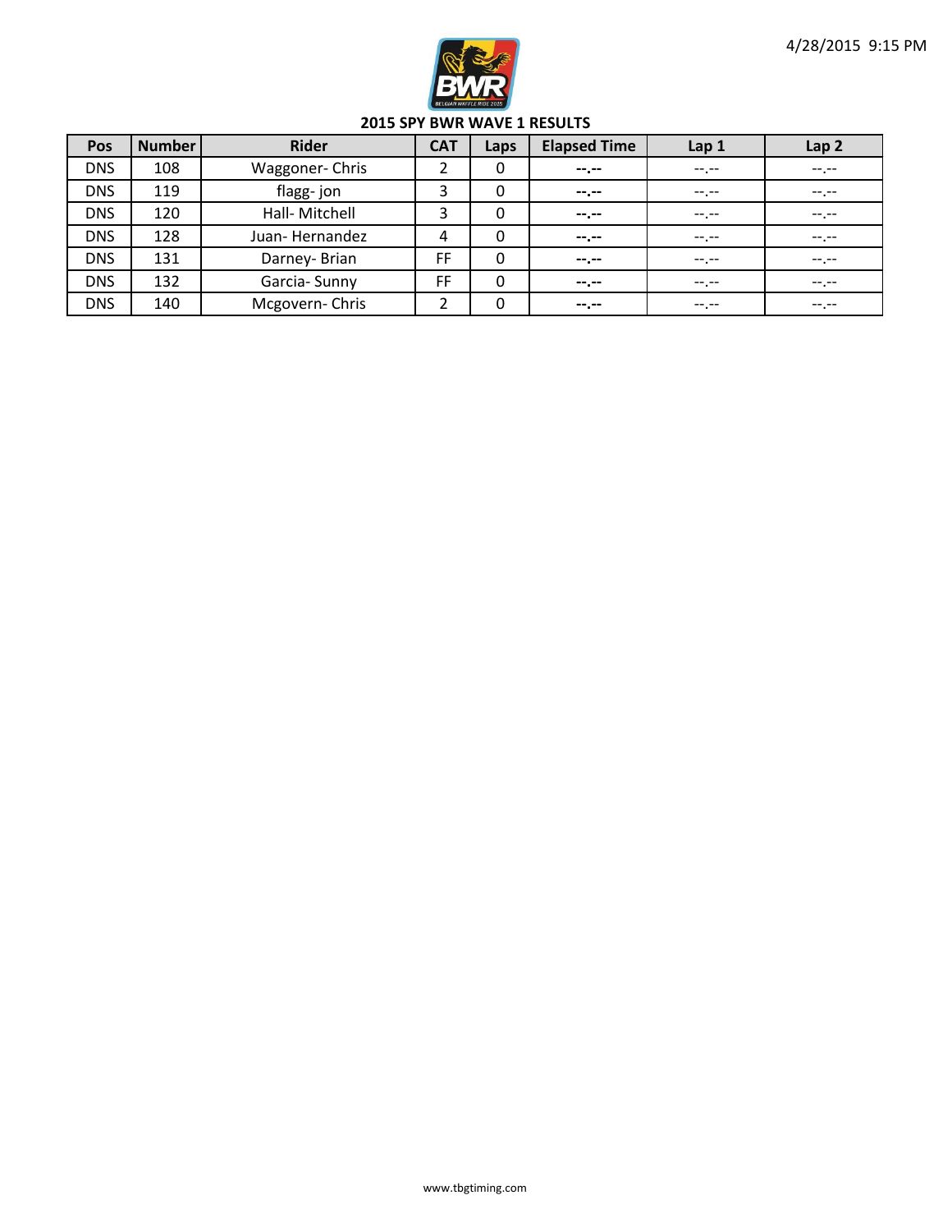**2015 SPY BWR WAVE 1 RESULTS**

| Pos | Number | Rider | CAT | Laps | Elapsed Time | Lap 1 | Lap 2 |
|---|---|---|---|---|---|---|---|
| DNS | 108 | Waggoner- Chris | 2 | 0 | --.-- | --.-- | --.-- |
| DNS | 119 | flagg- jon | 3 | 0 | --.-- | --.-- | --.-- |
| DNS | 120 | Hall- Mitchell | 3 | 0 | --.-- | --.-- | --.-- |
| DNS | 128 | Juan- Hernandez | 4 | 0 | --.-- | --.-- | --.-- |
| DNS | 131 | Darney- Brian | FF | 0 | --.-- | --.-- | --.-- |
| DNS | 132 | Garcia- Sunny | FF | 0 | --.-- | --.-- | --.-- |
| DNS | 140 | Mcgovern- Chris | 2 | 0 | --.-- | --.-- | --.-- |